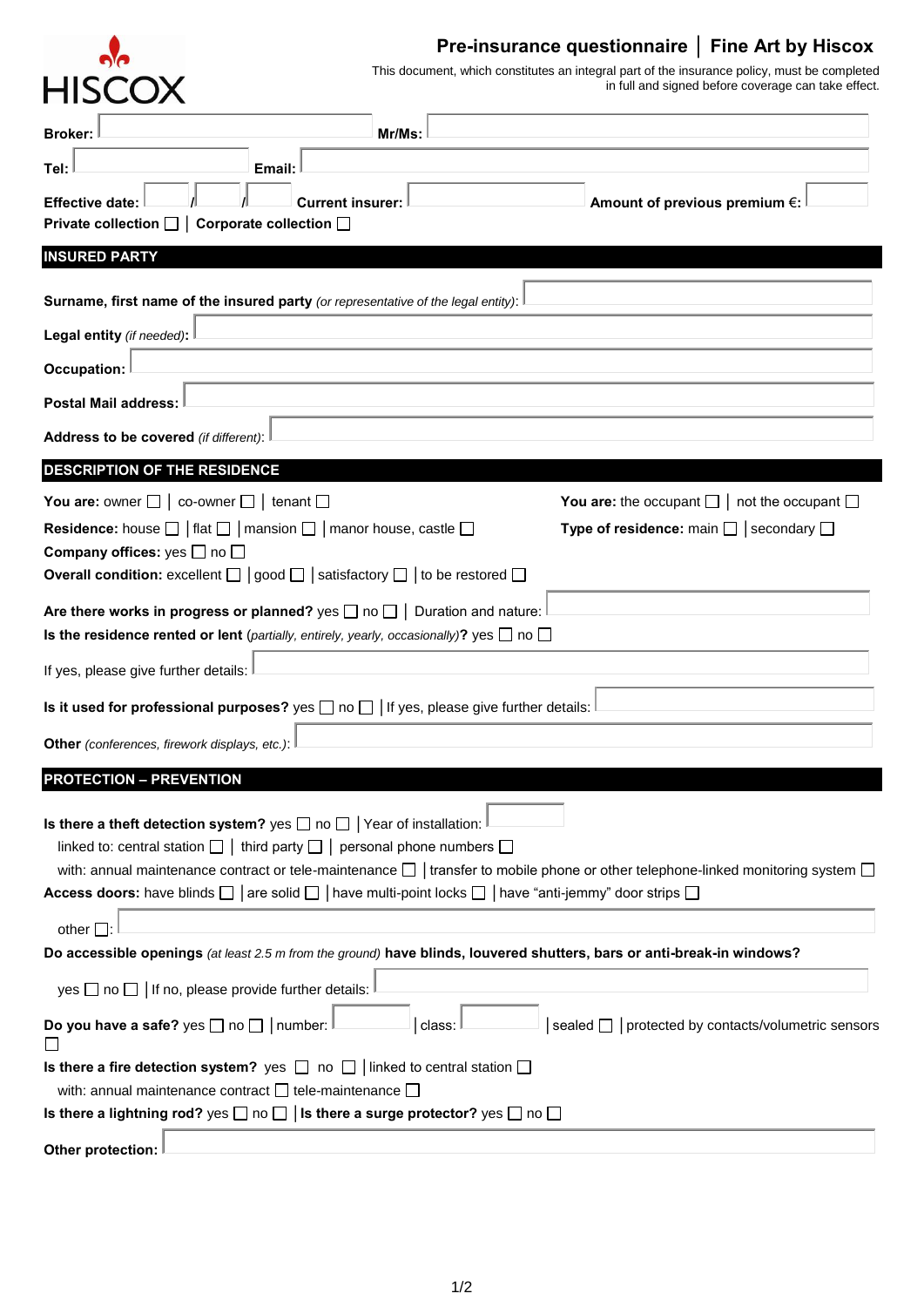HISCOX

# Pre-insurance questionnaire │ Fine Art by Hiscox

This document, which constitutes an integral part of the insurance policy, must be completed in full and signed before coverage can take effect.

**Broker:** ______ **Mr/Ms:** ______

**Tel:** ______ **Email:** ______

**Effective date:** ___ / ___ / ___ **Current insurer:** ______ **Amount of previous premium €:** ______

**Private collection** ☐ │ **Corporate collection** ☐

## INSURED PARTY

**Surname, first name of the insured party** *(or representative of the legal entity)*: ______

**Legal entity** *(if needed)*: ______

**Occupation:** ______

**Postal Mail address:** ______

**Address to be covered** *(if different)*: ______

## DESCRIPTION OF THE RESIDENCE

**You are:** owner ☐ │ co-owner ☐ │ tenant ☐

**You are:** the occupant ☐ │ not the occupant ☐

**Residence:** house ☐ │ flat ☐ │ mansion ☐ │ manor house, castle ☐

**Type of residence:** main ☐ │ secondary ☐

**Company offices:** yes ☐ no ☐

**Overall condition:** excellent ☐ │ good ☐ │ satisfactory ☐ │ to be restored ☐

**Are there works in progress or planned?** yes ☐ no ☐ │ Duration and nature: ______

**Is the residence rented or lent** *(partially, entirely, yearly, occasionally)*? yes ☐ no ☐

If yes, please give further details: ______

**Is it used for professional purposes?** yes ☐ no ☐ │ If yes, please give further details: ______

**Other** *(conferences, firework displays, etc.)*: ______

## PROTECTION – PREVENTION

**Is there a theft detection system?** yes ☐ no ☐ │ Year of installation: ______

linked to: central station ☐ │ third party ☐ │ personal phone numbers ☐

with: annual maintenance contract or tele-maintenance ☐ │ transfer to mobile phone or other telephone-linked monitoring system ☐

**Access doors:** have blinds ☐ │ are solid ☐ │ have multi-point locks ☐ │ have "anti-jemmy" door strips ☐

other ☐: ______

**Do accessible openings** *(at least 2.5 m from the ground)* **have blinds, louvered shutters, bars or anti-break-in windows?**

yes ☐ no ☐ │ If no, please provide further details: ______

**Do you have a safe?** yes ☐ no ☐ │ number: ______ │ class: ______ │ sealed ☐ │ protected by contacts/volumetric sensors ☐

**Is there a fire detection system?** yes ☐ no ☐ │ linked to central station ☐

with: annual maintenance contract ☐ tele-maintenance ☐

**Is there a lightning rod?** yes ☐ no ☐ │ **Is there a surge protector?** yes ☐ no ☐

**Other protection:** ______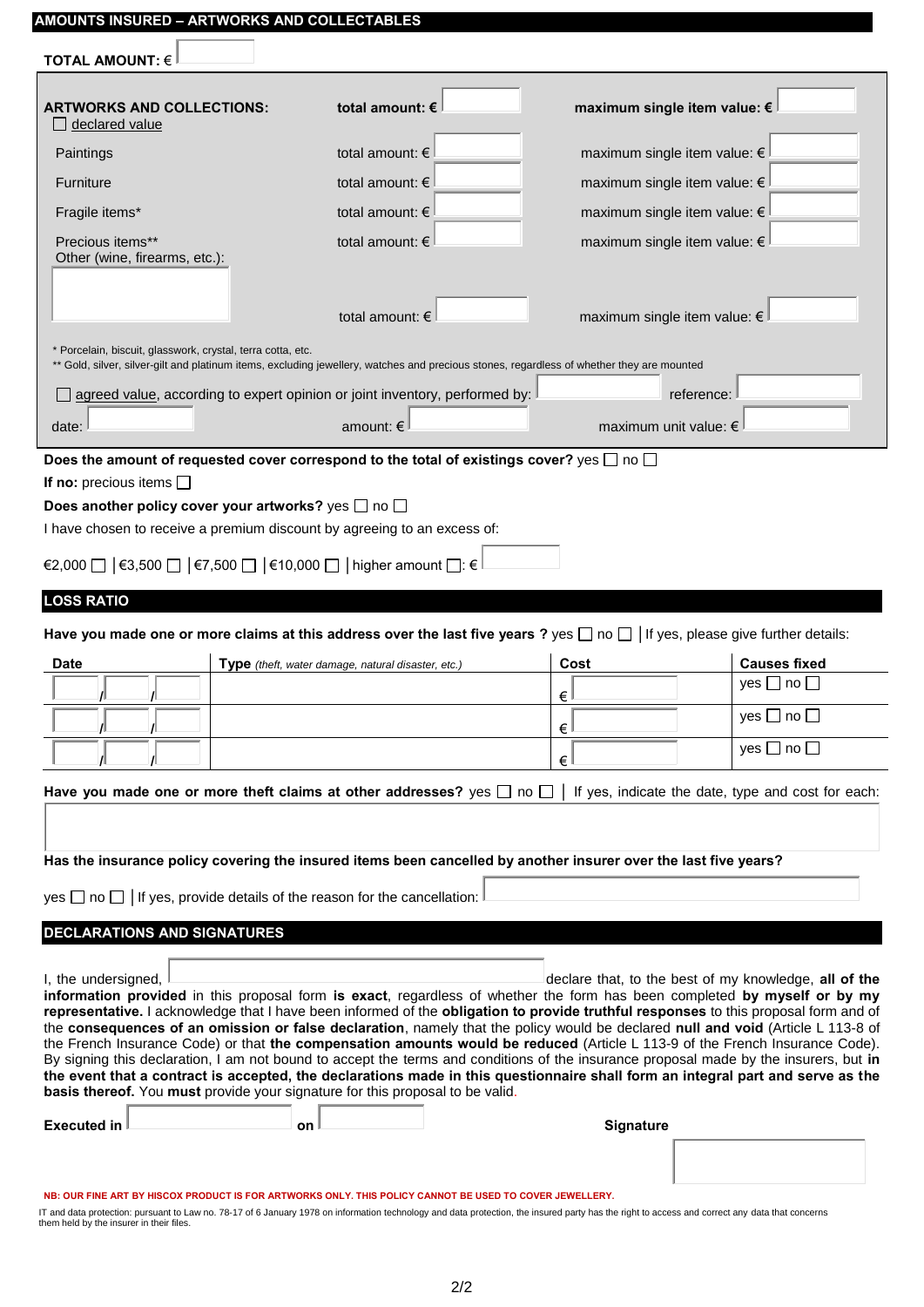## AMOUNTS INSURED – ARTWORKS AND COLLECTABLES

**TOTAL AMOUNT:** €

| | | |
|---|---|---|
| **ARTWORKS AND COLLECTIONS:** ☐ declared value | **total amount: €** | **maximum single item value: €** |
| Paintings | total amount: € | maximum single item value: € |
| Furniture | total amount: € | maximum single item value: € |
| Fragile items* | total amount: € | maximum single item value: € |
| Precious items** | total amount: € | maximum single item value: € |
| Other (wine, firearms, etc.): | total amount: € | maximum single item value: € |

\* Porcelain, biscuit, glasswork, crystal, terra cotta, etc.

\*\* Gold, silver, silver-gilt and platinum items, excluding jewellery, watches and precious stones, regardless of whether they are mounted

☐ agreed value, according to expert opinion or joint inventory, performed by: ______ reference: ______

date: ______ amount: € ______ maximum unit value: € ______

**Does the amount of requested cover correspond to the total of existings cover?** yes ☐ no ☐

**If no:** precious items ☐

**Does another policy cover your artworks?** yes ☐ no ☐

I have chosen to receive a premium discount by agreeing to an excess of:

€2,000 ☐ | €3,500 ☐ | €7,500 ☐ | €10,000 ☐ | higher amount ☐: €

## LOSS RATIO

**Have you made one or more claims at this address over the last five years ?** yes ☐ no ☐ | If yes, please give further details:

| Date | Type *(theft, water damage, natural disaster, etc.)* | Cost | Causes fixed |
|---|---|---|---|
| / / | | € | yes ☐ no ☐ |
| / / | | € | yes ☐ no ☐ |
| / / | | € | yes ☐ no ☐ |

**Have you made one or more theft claims at other addresses?** yes ☐ no ☐ | If yes, indicate the date, type and cost for each:

**Has the insurance policy covering the insured items been cancelled by another insurer over the last five years?**

yes ☐ no ☐ | If yes, provide details of the reason for the cancellation:

## DECLARATIONS AND SIGNATURES

I, the undersigned, ______ declare that, to the best of my knowledge, **all of the information provided** in this proposal form **is exact**, regardless of whether the form has been completed **by myself or by my representative.** I acknowledge that I have been informed of the **obligation to provide truthful responses** to this proposal form and of the **consequences of an omission or false declaration**, namely that the policy would be declared **null and void** (Article L 113-8 of the French Insurance Code) or that **the compensation amounts would be reduced** (Article L 113-9 of the French Insurance Code). By signing this declaration, I am not bound to accept the terms and conditions of the insurance proposal made by the insurers, but **in the event that a contract is accepted, the declarations made in this questionnaire shall form an integral part and serve as the basis thereof.** You **must** provide your signature for this proposal to be valid.

**Executed in** ______ **on** ______ **Signature**

**NB: OUR FINE ART BY HISCOX PRODUCT IS FOR ARTWORKS ONLY. THIS POLICY CANNOT BE USED TO COVER JEWELLERY.**

IT and data protection: pursuant to Law no. 78-17 of 6 January 1978 on information technology and data protection, the insured party has the right to access and correct any data that concerns them held by the insurer in their files.